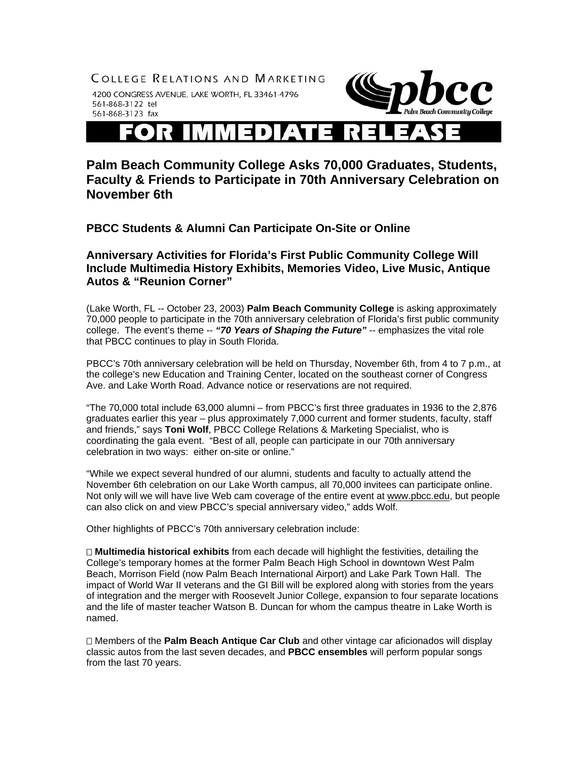COLLEGE RELATIONS AND MARKETING

4200 CONGRESS AVENUE, LAKE WORTH, FL 33461-4796
561-868-3122 tel
561-868-3123 fax

pbcc Palm Beach Community College

# FOR IMMEDIATE RELEASE

## Palm Beach Community College Asks 70,000 Graduates, Students, Faculty & Friends to Participate in 70th Anniversary Celebration on November 6th

### PBCC Students & Alumni Can Participate On-Site or Online

### Anniversary Activities for Florida's First Public Community College Will Include Multimedia History Exhibits, Memories Video, Live Music, Antique Autos & "Reunion Corner"

(Lake Worth, FL -- October 23, 2003) **Palm Beach Community College** is asking approximately 70,000 people to participate in the 70th anniversary celebration of Florida's first public community college. The event's theme -- ***"70 Years of Shaping the Future"*** -- emphasizes the vital role that PBCC continues to play in South Florida.

PBCC's 70th anniversary celebration will be held on Thursday, November 6th, from 4 to 7 p.m., at the college's new Education and Training Center, located on the southeast corner of Congress Ave. and Lake Worth Road. Advance notice or reservations are not required.

"The 70,000 total include 63,000 alumni – from PBCC's first three graduates in 1936 to the 2,876 graduates earlier this year – plus approximately 7,000 current and former students, faculty, staff and friends," says **Toni Wolf**, PBCC College Relations & Marketing Specialist, who is coordinating the gala event. "Best of all, people can participate in our 70th anniversary celebration in two ways: either on-site or online."

"While we expect several hundred of our alumni, students and faculty to actually attend the November 6th celebration on our Lake Worth campus, all 70,000 invitees can participate online. Not only will we will have live Web cam coverage of the entire event at www.pbcc.edu, but people can also click on and view PBCC's special anniversary video," adds Wolf.

Other highlights of PBCC's 70th anniversary celebration include:

- **Multimedia historical exhibits** from each decade will highlight the festivities, detailing the College's temporary homes at the former Palm Beach High School in downtown West Palm Beach, Morrison Field (now Palm Beach International Airport) and Lake Park Town Hall. The impact of World War II veterans and the GI Bill will be explored along with stories from the years of integration and the merger with Roosevelt Junior College, expansion to four separate locations and the life of master teacher Watson B. Duncan for whom the campus theatre in Lake Worth is named.

- Members of the **Palm Beach Antique Car Club** and other vintage car aficionados will display classic autos from the last seven decades, and **PBCC ensembles** will perform popular songs from the last 70 years.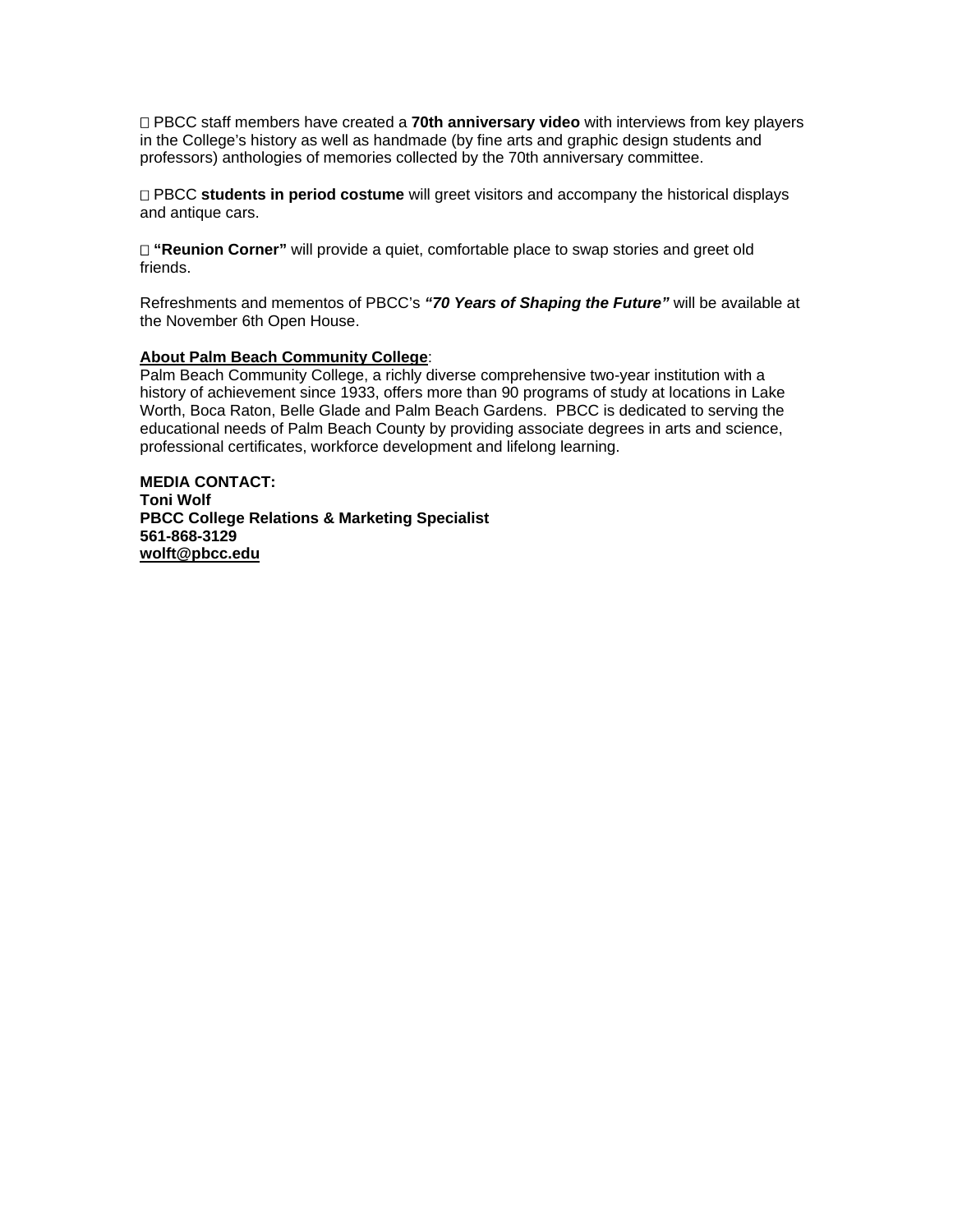- PBCC staff members have created a **70th anniversary video** with interviews from key players in the College's history as well as handmade (by fine arts and graphic design students and professors) anthologies of memories collected by the 70th anniversary committee.

- PBCC **students in period costume** will greet visitors and accompany the historical displays and antique cars.

- **"Reunion Corner"** will provide a quiet, comfortable place to swap stories and greet old friends.

Refreshments and mementos of PBCC's ***"70 Years of Shaping the Future"*** will be available at the November 6th Open House.

**About Palm Beach Community College**:
Palm Beach Community College, a richly diverse comprehensive two-year institution with a history of achievement since 1933, offers more than 90 programs of study at locations in Lake Worth, Boca Raton, Belle Glade and Palm Beach Gardens. PBCC is dedicated to serving the educational needs of Palm Beach County by providing associate degrees in arts and science, professional certificates, workforce development and lifelong learning.

**MEDIA CONTACT:**
**Toni Wolf**
**PBCC College Relations & Marketing Specialist**
**561-868-3129**
**wolft@pbcc.edu**